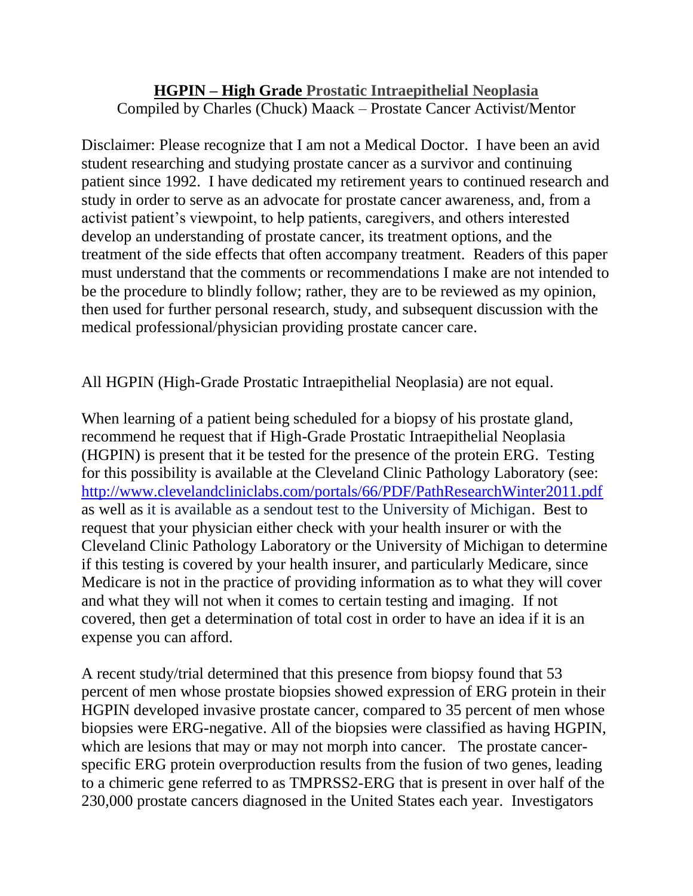# **HGPIN – High Grade Prostatic Intraepithelial Neoplasia**

Compiled by Charles (Chuck) Maack – Prostate Cancer Activist/Mentor

Disclaimer: Please recognize that I am not a Medical Doctor. I have been an avid student researching and studying prostate cancer as a survivor and continuing patient since 1992. I have dedicated my retirement years to continued research and study in order to serve as an advocate for prostate cancer awareness, and, from a activist patient's viewpoint, to help patients, caregivers, and others interested develop an understanding of prostate cancer, its treatment options, and the treatment of the side effects that often accompany treatment. Readers of this paper must understand that the comments or recommendations I make are not intended to be the procedure to blindly follow; rather, they are to be reviewed as my opinion, then used for further personal research, study, and subsequent discussion with the medical professional/physician providing prostate cancer care.

All HGPIN (High-Grade Prostatic Intraepithelial Neoplasia) are not equal.

When learning of a patient being scheduled for a biopsy of his prostate gland, recommend he request that if High-Grade Prostatic Intraepithelial Neoplasia (HGPIN) is present that it be tested for the presence of the protein ERG. Testing for this possibility is available at the Cleveland Clinic Pathology Laboratory (see: [http://www.clevelandcliniclabs.com/portals/66/PDF/PathResearchWinter2011.pdf](http://www.clevelandcliniclabs.com/portals/66/PDF/PathResearchWinter2011.pdf) as well as it is available as a sendout test to the University of Michigan. Best to request that your physician either check with your health insurer or with the Cleveland Clinic Pathology Laboratory or the University of Michigan to determine if this testing is covered by your health insurer, and particularly Medicare, since Medicare is not in the practice of providing information as to what they will cover and what they will not when it comes to certain testing and imaging. If not covered, then get a determination of total cost in order to have an idea if it is an expense you can afford.

A recent study/trial determined that this presence from biopsy found that 53 percent of men whose prostate biopsies showed expression of ERG protein in their HGPIN developed invasive prostate cancer, compared to 35 percent of men whose biopsies were ERG-negative. All of the biopsies were classified as having HGPIN, which are lesions that may or may not morph into cancer. The prostate cancer-specific ERG protein overproduction results from the fusion of two genes, leading to a chimeric gene referred to as TMPRSS2-ERG that is present in over half of the 230,000 prostate cancers diagnosed in the United States each year. Investigators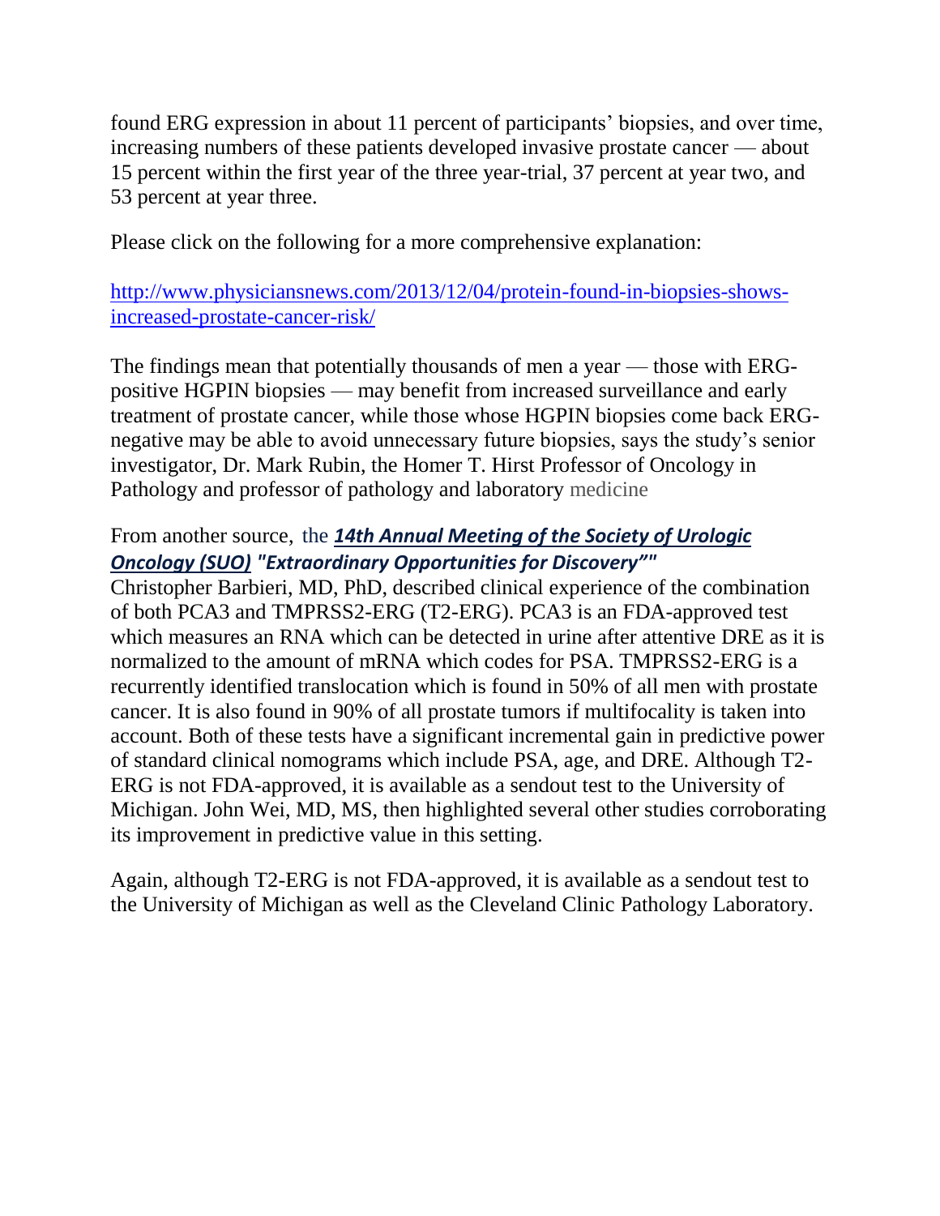found ERG expression in about 11 percent of participants' biopsies, and over time, increasing numbers of these patients developed invasive prostate cancer — about 15 percent within the first year of the three year-trial, 37 percent at year two, and 53 percent at year three.

Please click on the following for a more comprehensive explanation:

[http://www.physiciansnews.com/2013/12/04/protein-found-in-biopsies-shows-increased-prostate-cancer-risk/](http://www.physiciansnews.com/2013/12/04/protein-found-in-biopsies-shows-increased-prostate-cancer-risk/)

The findings mean that potentially thousands of men a year — those with ERG-positive HGPIN biopsies — may benefit from increased surveillance and early treatment of prostate cancer, while those whose HGPIN biopsies come back ERG-negative may be able to avoid unnecessary future biopsies, says the study's senior investigator, Dr. Mark Rubin, the Homer T. Hirst Professor of Oncology in Pathology and professor of pathology and laboratory medicine

From another source, the ***14th Annual Meeting of the Society of Urologic Oncology (SUO)*** ***"Extraordinary Opportunities for Discovery""***
Christopher Barbieri, MD, PhD, described clinical experience of the combination of both PCA3 and TMPRSS2-ERG (T2-ERG). PCA3 is an FDA-approved test which measures an RNA which can be detected in urine after attentive DRE as it is normalized to the amount of mRNA which codes for PSA. TMPRSS2-ERG is a recurrently identified translocation which is found in 50% of all men with prostate cancer. It is also found in 90% of all prostate tumors if multifocality is taken into account. Both of these tests have a significant incremental gain in predictive power of standard clinical nomograms which include PSA, age, and DRE. Although T2-ERG is not FDA-approved, it is available as a sendout test to the University of Michigan. John Wei, MD, MS, then highlighted several other studies corroborating its improvement in predictive value in this setting.

Again, although T2-ERG is not FDA-approved, it is available as a sendout test to the University of Michigan as well as the Cleveland Clinic Pathology Laboratory.